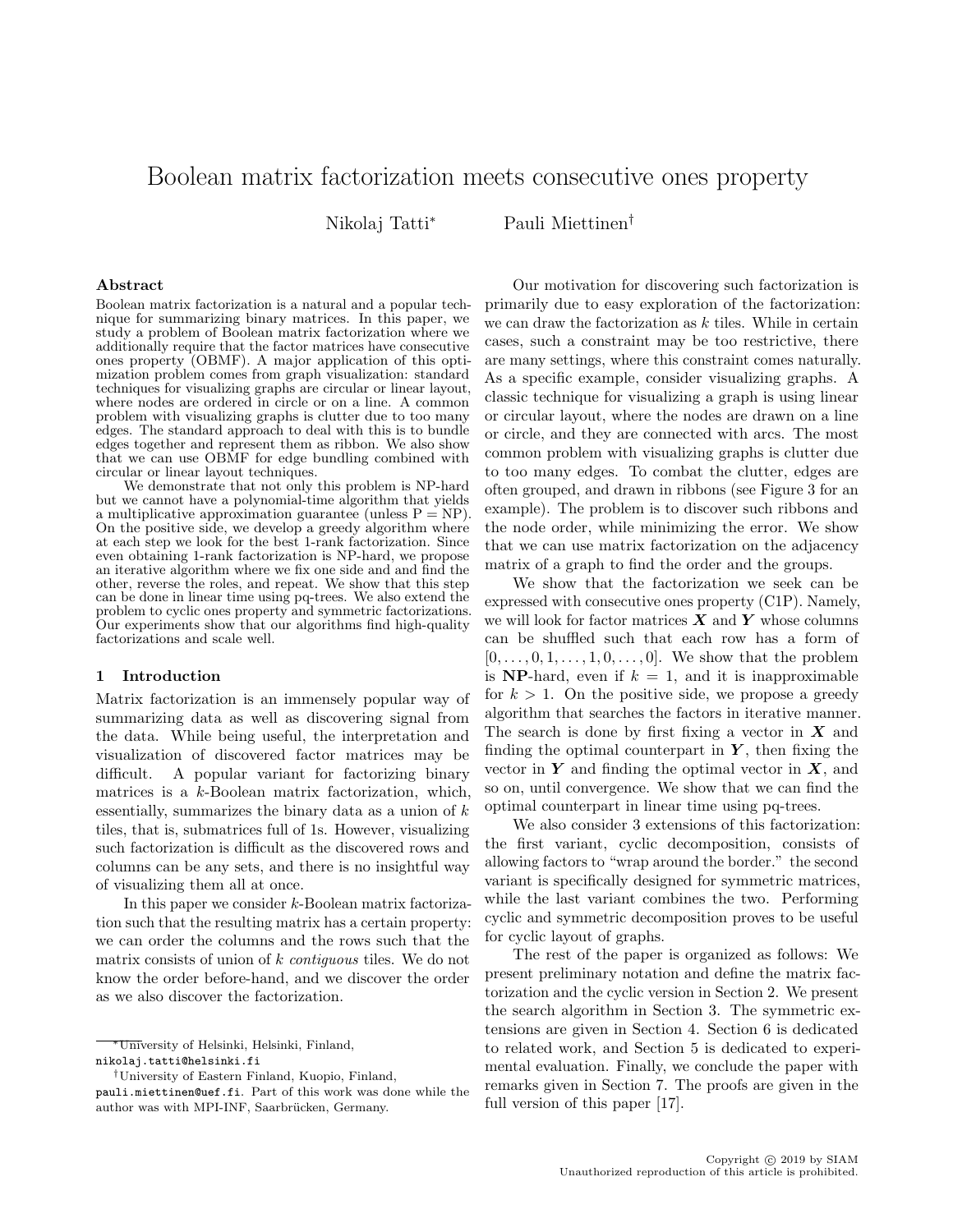# Boolean matrix factorization meets consecutive ones property

Nikolaj Tatti[*] Pauli Miettinen[†]

## Abstract

Boolean matrix factorization is a natural and a popular technique for summarizing binary matrices. In this paper, we study a problem of Boolean matrix factorization where we additionally require that the factor matrices have consecutive ones property (OBMF). A major application of this optimization problem comes from graph visualization: standard techniques for visualizing graphs are circular or linear layout, where nodes are ordered in circle or on a line. A common problem with visualizing graphs is clutter due to too many edges. The standard approach to deal with this is to bundle edges together and represent them as ribbon. We also show that we can use OBMF for edge bundling combined with circular or linear layout techniques.

We demonstrate that not only this problem is NP-hard but we cannot have a polynomial-time algorithm that yields a multiplicative approximation guarantee (unless P = NP). On the positive side, we develop a greedy algorithm where at each step we look for the best 1-rank factorization. Since even obtaining 1-rank factorization is NP-hard, we propose an iterative algorithm where we fix one side and and find the other, reverse the roles, and repeat. We show that this step can be done in linear time using pq-trees. We also extend the problem to cyclic ones property and symmetric factorizations. Our experiments show that our algorithms find high-quality factorizations and scale well.

## 1 Introduction

Matrix factorization is an immensely popular way of summarizing data as well as discovering signal from the data. While being useful, the interpretation and visualization of discovered factor matrices may be difficult. A popular variant for factorizing binary matrices is a $k$-Boolean matrix factorization, which, essentially, summarizes the binary data as a union of $k$ tiles, that is, submatrices full of 1s. However, visualizing such factorization is difficult as the discovered rows and columns can be any sets, and there is no insightful way of visualizing them all at once.

In this paper we consider $k$-Boolean matrix factorization such that the resulting matrix has a certain property: we can order the columns and the rows such that the matrix consists of union of $k$ *contiguous* tiles. We do not know the order before-hand, and we discover the order as we also discover the factorization.

Our motivation for discovering such factorization is primarily due to easy exploration of the factorization: we can draw the factorization as $k$ tiles. While in certain cases, such a constraint may be too restrictive, there are many settings, where this constraint comes naturally. As a specific example, consider visualizing graphs. A classic technique for visualizing a graph is using linear or circular layout, where the nodes are drawn on a line or circle, and they are connected with arcs. The most common problem with visualizing graphs is clutter due to too many edges. To combat the clutter, edges are often grouped, and drawn in ribbons (see Figure 3 for an example). The problem is to discover such ribbons and the node order, while minimizing the error. We show that we can use matrix factorization on the adjacency matrix of a graph to find the order and the groups.

We show that the factorization we seek can be expressed with consecutive ones property (C1P). Namely, we will look for factor matrices $\boldsymbol{X}$ and $\boldsymbol{Y}$ whose columns can be shuffled such that each row has a form of $[0, \ldots, 0, 1, \ldots, 1, 0, \ldots, 0]$. We show that the problem is **NP**-hard, even if $k = 1$, and it is inapproximable for $k > 1$. On the positive side, we propose a greedy algorithm that searches the factors in iterative manner. The search is done by first fixing a vector in $\boldsymbol{X}$ and finding the optimal counterpart in $\boldsymbol{Y}$, then fixing the vector in $\boldsymbol{Y}$ and finding the optimal vector in $\boldsymbol{X}$, and so on, until convergence. We show that we can find the optimal counterpart in linear time using pq-trees.

We also consider 3 extensions of this factorization: the first variant, cyclic decomposition, consists of allowing factors to "wrap around the border." the second variant is specifically designed for symmetric matrices, while the last variant combines the two. Performing cyclic and symmetric decomposition proves to be useful for cyclic layout of graphs.

The rest of the paper is organized as follows: We present preliminary notation and define the matrix factorization and the cyclic version in Section 2. We present the search algorithm in Section 3. The symmetric extensions are given in Section 4. Section 6 is dedicated to related work, and Section 5 is dedicated to experimental evaluation. Finally, we conclude the paper with remarks given in Section 7. The proofs are given in the full version of this paper [17].

---

[*] University of Helsinki, Helsinki, Finland, nikolaj.tatti@helsinki.fi

[†] University of Eastern Finland, Kuopio, Finland, pauli.miettinen@uef.fi. Part of this work was done while the author was with MPI-INF, Saarbrücken, Germany.

Copyright © 2019 by SIAM
Unauthorized reproduction of this article is prohibited.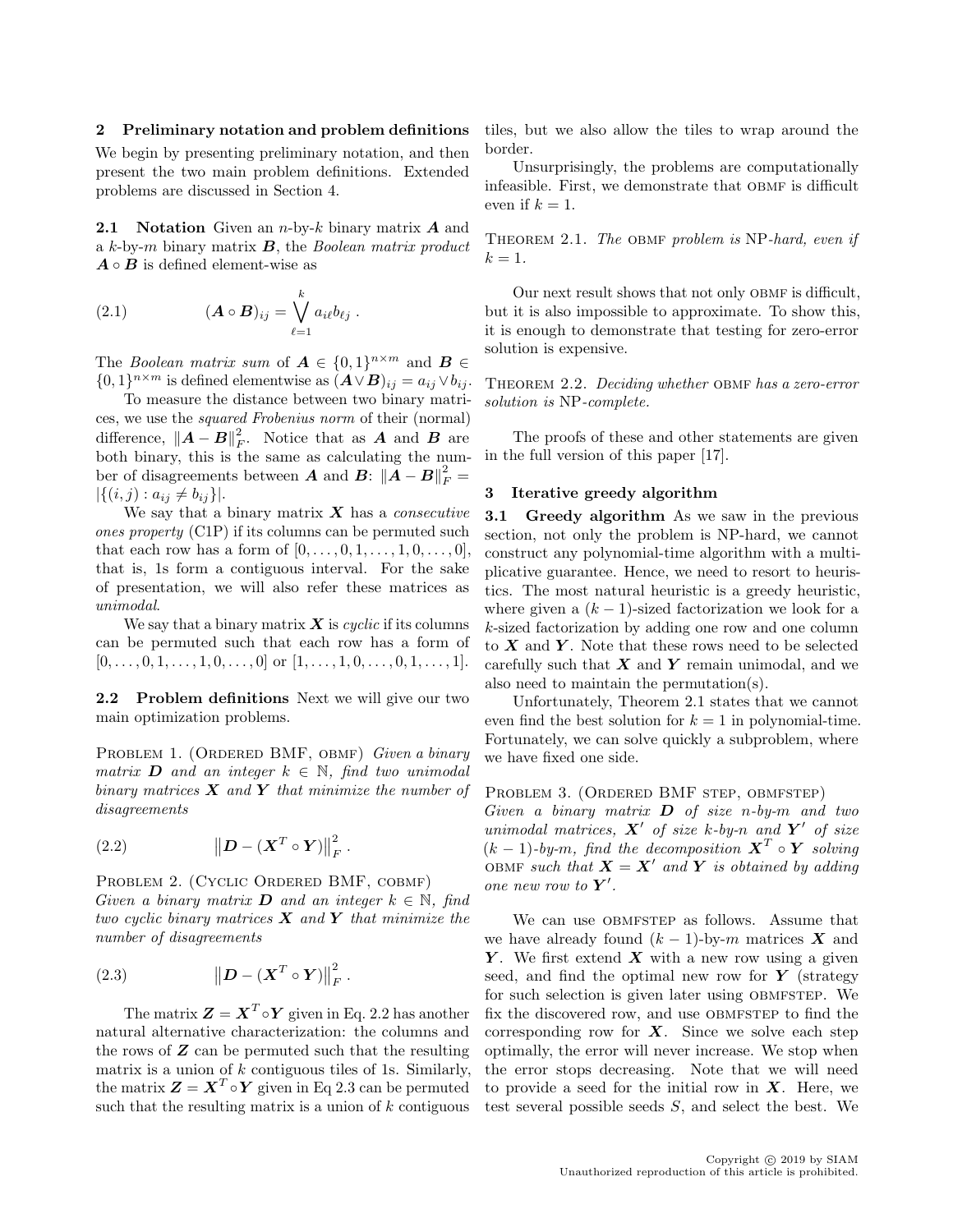## 2 Preliminary notation and problem definitions

We begin by presenting preliminary notation, and then present the two main problem definitions. Extended problems are discussed in Section 4.

**2.1 Notation** Given an $n$-by-$k$ binary matrix $\boldsymbol{A}$ and a $k$-by-$m$ binary matrix $\boldsymbol{B}$, the *Boolean matrix product* $\boldsymbol{A} \circ \boldsymbol{B}$ is defined element-wise as

$$(2.1) \qquad (\boldsymbol{A} \circ \boldsymbol{B})_{ij} = \bigvee_{\ell=1}^{k} a_{i\ell} b_{\ell j} \; .$$

The *Boolean matrix sum* of $\boldsymbol{A} \in \{0,1\}^{n \times m}$ and $\boldsymbol{B} \in \{0,1\}^{n \times m}$ is defined elementwise as $(\boldsymbol{A} \vee \boldsymbol{B})_{ij} = a_{ij} \vee b_{ij}$.

To measure the distance between two binary matrices, we use the *squared Frobenius norm* of their (normal) difference, $\|\boldsymbol{A} - \boldsymbol{B}\|_F^2$. Notice that as $\boldsymbol{A}$ and $\boldsymbol{B}$ are both binary, this is the same as calculating the number of disagreements between $\boldsymbol{A}$ and $\boldsymbol{B}$: $\|\boldsymbol{A} - \boldsymbol{B}\|_F^2 = |\{(i,j) : a_{ij} \neq b_{ij}\}|$.

We say that a binary matrix $\boldsymbol{X}$ has a *consecutive ones property* (C1P) if its columns can be permuted such that each row has a form of $[0, \ldots, 0, 1, \ldots, 1, 0, \ldots, 0]$, that is, 1s form a contiguous interval. For the sake of presentation, we will also refer these matrices as *unimodal*.

We say that a binary matrix $\boldsymbol{X}$ is *cyclic* if its columns can be permuted such that each row has a form of $[0, \ldots, 0, 1, \ldots, 1, 0, \ldots, 0]$ or $[1, \ldots, 1, 0, \ldots, 0, 1, \ldots, 1]$.

**2.2 Problem definitions** Next we will give our two main optimization problems.

Problem 1. (Ordered BMF, obmf) *Given a binary matrix $\boldsymbol{D}$ and an integer $k \in \mathbb{N}$, find two unimodal binary matrices $\boldsymbol{X}$ and $\boldsymbol{Y}$ that minimize the number of disagreements*

$$(2.2) \qquad \left\|\boldsymbol{D} - (\boldsymbol{X}^T \circ \boldsymbol{Y})\right\|_F^2 .$$

Problem 2. (Cyclic Ordered BMF, cobmf) *Given a binary matrix $\boldsymbol{D}$ and an integer $k \in \mathbb{N}$, find two cyclic binary matrices $\boldsymbol{X}$ and $\boldsymbol{Y}$ that minimize the number of disagreements*

$$(2.3) \qquad \left\|\boldsymbol{D} - (\boldsymbol{X}^T \circ \boldsymbol{Y})\right\|_F^2 .$$

The matrix $\boldsymbol{Z} = \boldsymbol{X}^T \circ \boldsymbol{Y}$ given in Eq. 2.2 has another natural alternative characterization: the columns and the rows of $\boldsymbol{Z}$ can be permuted such that the resulting matrix is a union of $k$ contiguous tiles of 1s. Similarly, the matrix $\boldsymbol{Z} = \boldsymbol{X}^T \circ \boldsymbol{Y}$ given in Eq 2.3 can be permuted such that the resulting matrix is a union of $k$ contiguous tiles, but we also allow the tiles to wrap around the border.

Unsurprisingly, the problems are computationally infeasible. First, we demonstrate that obmf is difficult even if $k = 1$.

Theorem 2.1. *The* obmf *problem is* NP*-hard, even if $k = 1$.*

Our next result shows that not only obmf is difficult, but it is also impossible to approximate. To show this, it is enough to demonstrate that testing for zero-error solution is expensive.

Theorem 2.2. *Deciding whether* obmf *has a zero-error solution is* NP*-complete.*

The proofs of these and other statements are given in the full version of this paper [17].

## 3 Iterative greedy algorithm

**3.1 Greedy algorithm** As we saw in the previous section, not only the problem is NP-hard, we cannot construct any polynomial-time algorithm with a multiplicative guarantee. Hence, we need to resort to heuristics. The most natural heuristic is a greedy heuristic, where given a $(k-1)$-sized factorization we look for a $k$-sized factorization by adding one row and one column to $\boldsymbol{X}$ and $\boldsymbol{Y}$. Note that these rows need to be selected carefully such that $\boldsymbol{X}$ and $\boldsymbol{Y}$ remain unimodal, and we also need to maintain the permutation(s).

Unfortunately, Theorem 2.1 states that we cannot even find the best solution for $k = 1$ in polynomial-time. Fortunately, we can solve quickly a subproblem, where we have fixed one side.

Problem 3. (Ordered BMF step, obmfstep) *Given a binary matrix $\boldsymbol{D}$ of size $n$-by-$m$ and two unimodal matrices, $\boldsymbol{X}'$ of size $k$-by-$n$ and $\boldsymbol{Y}'$ of size $(k-1)$-by-$m$, find the decomposition $\boldsymbol{X}^T \circ \boldsymbol{Y}$ solving* obmf *such that $\boldsymbol{X} = \boldsymbol{X}'$ and $\boldsymbol{Y}$ is obtained by adding one new row to $\boldsymbol{Y}'$.*

We can use obmfstep as follows. Assume that we have already found $(k-1)$-by-$m$ matrices $\boldsymbol{X}$ and $\boldsymbol{Y}$. We first extend $\boldsymbol{X}$ with a new row using a given seed, and find the optimal new row for $\boldsymbol{Y}$ (strategy for such selection is given later using obmfstep. We fix the discovered row, and use obmfstep to find the corresponding row for $\boldsymbol{X}$. Since we solve each step optimally, the error will never increase. We stop when the error stops decreasing. Note that we will need to provide a seed for the initial row in $\boldsymbol{X}$. Here, we test several possible seeds $S$, and select the best. We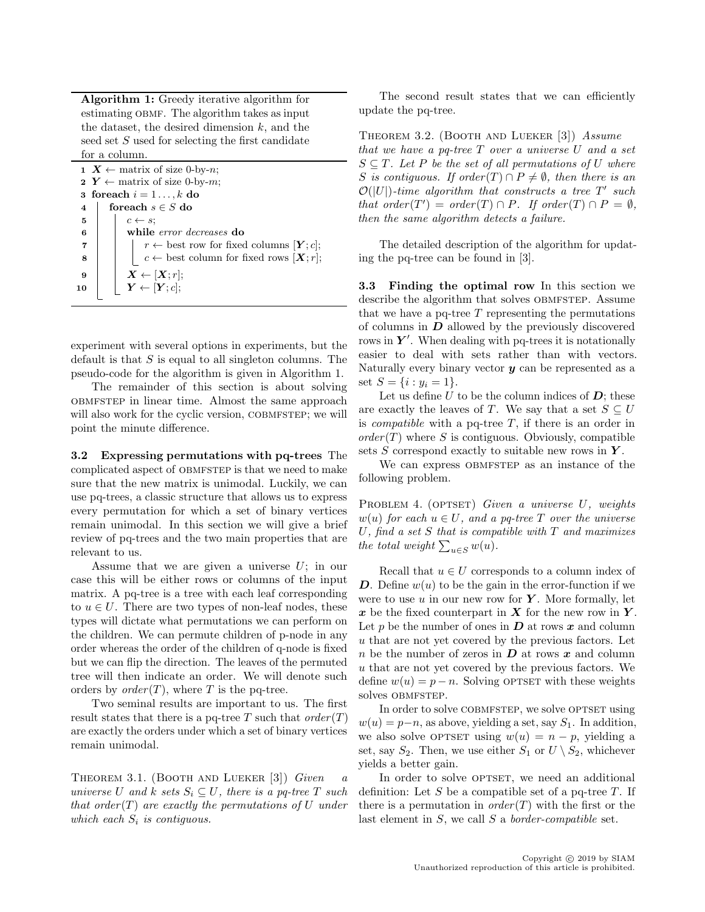**Algorithm 1:** Greedy iterative algorithm for estimating OBMF. The algorithm takes as input the dataset, the desired dimension $k$, and the seed set $S$ used for selecting the first candidate for a column.

```
1  X ← matrix of size 0-by-n;
2  Y ← matrix of size 0-by-m;
3  foreach i = 1 ..., k do
4      foreach s ∈ S do
5          c ← s;
6          while error decreases do
7              r ← best row for fixed columns [Y; c];
8              c ← best column for fixed rows [X; r];
9          X ← [X; r];
10         Y ← [Y; c];
```

experiment with several options in experiments, but the default is that $S$ is equal to all singleton columns. The pseudo-code for the algorithm is given in Algorithm 1.

The remainder of this section is about solving OBMFSTEP in linear time. Almost the same approach will also work for the cyclic version, COBMFSTEP; we will point the minute difference.

**3.2 Expressing permutations with pq-trees** The complicated aspect of OBMFSTEP is that we need to make sure that the new matrix is unimodal. Luckily, we can use pq-trees, a classic structure that allows us to express every permutation for which a set of binary vertices remain unimodal. In this section we will give a brief review of pq-trees and the two main properties that are relevant to us.

Assume that we are given a universe $U$; in our case this will be either rows or columns of the input matrix. A pq-tree is a tree with each leaf corresponding to $u \in U$. There are two types of non-leaf nodes, these types will dictate what permutations we can perform on the children. We can permute children of p-node in any order whereas the order of the children of q-node is fixed but we can flip the direction. The leaves of the permuted tree will then indicate an order. We will denote such orders by $order(T)$, where $T$ is the pq-tree.

Two seminal results are important to us. The first result states that there is a pq-tree $T$ such that $order(T)$ are exactly the orders under which a set of binary vertices remain unimodal.

THEOREM 3.1. (BOOTH AND LUEKER [3]) *Given a universe $U$ and $k$ sets $S_i \subseteq U$, there is a pq-tree $T$ such that $order(T)$ are exactly the permutations of $U$ under which each $S_i$ is contiguous.*

The second result states that we can efficiently update the pq-tree.

THEOREM 3.2. (BOOTH AND LUEKER [3]) *Assume that we have a pq-tree $T$ over a universe $U$ and a set $S \subseteq T$. Let $P$ be the set of all permutations of $U$ where $S$ is contiguous. If $order(T) \cap P \neq \emptyset$, then there is an $\mathcal{O}(|U|)$-time algorithm that constructs a tree $T'$ such that $order(T') = order(T) \cap P$. If $order(T) \cap P = \emptyset$, then the same algorithm detects a failure.*

The detailed description of the algorithm for updating the pq-tree can be found in [3].

**3.3 Finding the optimal row** In this section we describe the algorithm that solves OBMFSTEP. Assume that we have a pq-tree $T$ representing the permutations of columns in $\boldsymbol{D}$ allowed by the previously discovered rows in $\boldsymbol{Y}'$. When dealing with pq-trees it is notationally easier to deal with sets rather than with vectors. Naturally every binary vector $\boldsymbol{y}$ can be represented as a set $S = \{i : y_i = 1\}$.

Let us define $U$ to be the column indices of $\boldsymbol{D}$; these are exactly the leaves of $T$. We say that a set $S \subseteq U$ is *compatible* with a pq-tree $T$, if there is an order in $order(T)$ where $S$ is contiguous. Obviously, compatible sets $S$ correspond exactly to suitable new rows in $\boldsymbol{Y}$.

We can express OBMFSTEP as an instance of the following problem.

PROBLEM 4. (OPTSET) *Given a universe $U$, weights $w(u)$ for each $u \in U$, and a pq-tree $T$ over the universe $U$, find a set $S$ that is compatible with $T$ and maximizes the total weight $\sum_{u \in S} w(u)$.*

Recall that $u \in U$ corresponds to a column index of $\boldsymbol{D}$. Define $w(u)$ to be the gain in the error-function if we were to use $u$ in our new row for $\boldsymbol{Y}$. More formally, let $\boldsymbol{x}$ be the fixed counterpart in $\boldsymbol{X}$ for the new row in $\boldsymbol{Y}$. Let $p$ be the number of ones in $\boldsymbol{D}$ at rows $\boldsymbol{x}$ and column $u$ that are not yet covered by the previous factors. Let $n$ be the number of zeros in $\boldsymbol{D}$ at rows $\boldsymbol{x}$ and column $u$ that are not yet covered by the previous factors. We define $w(u) = p - n$. Solving OPTSET with these weights solves OBMFSTEP.

In order to solve COBMFSTEP, we solve OPTSET using $w(u) = p - n$, as above, yielding a set, say $S_1$. In addition, we also solve OPTSET using $w(u) = n - p$, yielding a set, say $S_2$. Then, we use either $S_1$ or $U \setminus S_2$, whichever yields a better gain.

In order to solve OPTSET, we need an additional definition: Let $S$ be a compatible set of a pq-tree $T$. If there is a permutation in $order(T)$ with the first or the last element in $S$, we call $S$ a *border-compatible* set.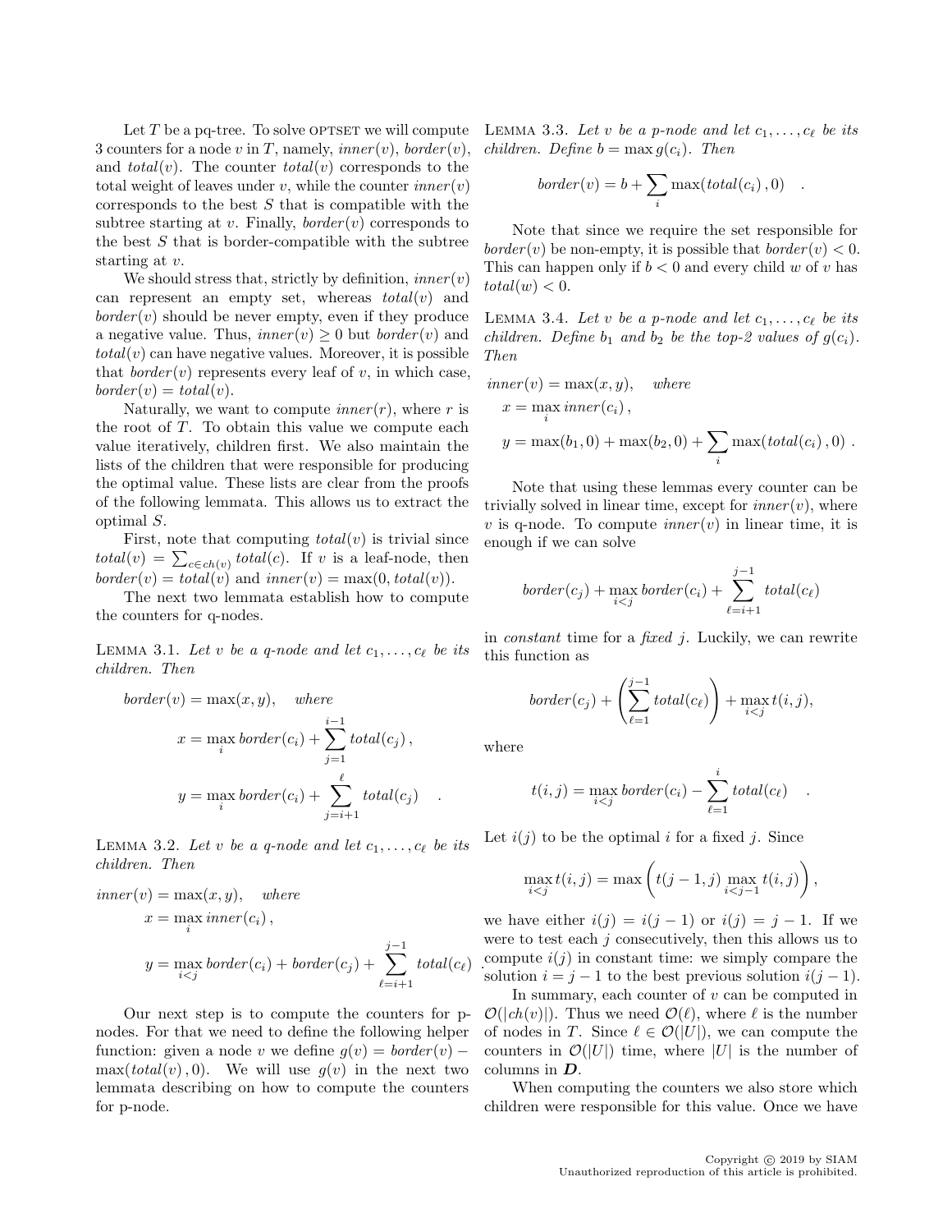Let $T$ be a pq-tree. To solve OPTSET we will compute 3 counters for a node $v$ in $T$, namely, $inner(v)$, $border(v)$, and $total(v)$. The counter $total(v)$ corresponds to the total weight of leaves under $v$, while the counter $inner(v)$ corresponds to the best $S$ that is compatible with the subtree starting at $v$. Finally, $border(v)$ corresponds to the best $S$ that is border-compatible with the subtree starting at $v$.

We should stress that, strictly by definition, $inner(v)$ can represent an empty set, whereas $total(v)$ and $border(v)$ should be never empty, even if they produce a negative value. Thus, $inner(v) \geq 0$ but $border(v)$ and $total(v)$ can have negative values. Moreover, it is possible that $border(v)$ represents every leaf of $v$, in which case, $border(v) = total(v)$.

Naturally, we want to compute $inner(r)$, where $r$ is the root of $T$. To obtain this value we compute each value iteratively, children first. We also maintain the lists of the children that were responsible for producing the optimal value. These lists are clear from the proofs of the following lemmata. This allows us to extract the optimal $S$.

First, note that computing $total(v)$ is trivial since $total(v) = \sum_{c \in ch(v)} total(c)$. If $v$ is a leaf-node, then $border(v) = total(v)$ and $inner(v) = \max(0, total(v))$.

The next two lemmata establish how to compute the counters for q-nodes.

LEMMA 3.1. *Let $v$ be a q-node and let $c_1, \ldots, c_\ell$ be its children. Then*

$$
\begin{aligned}
border(v) &= \max(x, y), \quad \textit{where} \\
x &= \max_i border(c_i) + \sum_{j=1}^{i-1} total(c_j)\,, \\
y &= \max_i border(c_i) + \sum_{j=i+1}^{\ell} total(c_j) \quad .
\end{aligned}
$$

LEMMA 3.2. *Let $v$ be a q-node and let $c_1, \ldots, c_\ell$ be its children. Then*

$$
\begin{aligned}
inner(v) &= \max(x, y), \quad \textit{where} \\
x &= \max_i inner(c_i)\,, \\
y &= \max_{i<j} border(c_i) + border(c_j) + \sum_{\ell=i+1}^{j-1} total(c_\ell) \quad .
\end{aligned}
$$

Our next step is to compute the counters for p-nodes. For that we need to define the following helper function: given a node $v$ we define $g(v) = border(v) - \max(total(v)\,, 0)$. We will use $g(v)$ in the next two lemmata describing on how to compute the counters for p-node.

LEMMA 3.3. *Let $v$ be a p-node and let $c_1, \ldots, c_\ell$ be its children. Define $b = \max g(c_i)$. Then*

$$
border(v) = b + \sum_i \max(total(c_i)\,, 0) \quad .
$$

Note that since we require the set responsible for $border(v)$ be non-empty, it is possible that $border(v) < 0$. This can happen only if $b < 0$ and every child $w$ of $v$ has $total(w) < 0$.

LEMMA 3.4. *Let $v$ be a p-node and let $c_1, \ldots, c_\ell$ be its children. Define $b_1$ and $b_2$ be the top-2 values of $g(c_i)$. Then*

$$
\begin{aligned}
inner(v) &= \max(x, y), \quad \textit{where} \\
x &= \max_i inner(c_i)\,, \\
y &= \max(b_1, 0) + \max(b_2, 0) + \sum_i \max(total(c_i)\,, 0) \ .
\end{aligned}
$$

Note that using these lemmas every counter can be trivially solved in linear time, except for $inner(v)$, where $v$ is q-node. To compute $inner(v)$ in linear time, it is enough if we can solve

$$
border(c_j) + \max_{i<j} border(c_i) + \sum_{\ell=i+1}^{j-1} total(c_\ell)
$$

in *constant* time for a *fixed* $j$. Luckily, we can rewrite this function as

$$
border(c_j) + \left( \sum_{\ell=1}^{j-1} total(c_\ell) \right) + \max_{i<j} t(i, j),
$$

where

$$
t(i, j) = \max_{i<j} border(c_i) - \sum_{\ell=1}^{i} total(c_\ell) \quad .
$$

Let $i(j)$ to be the optimal $i$ for a fixed $j$. Since

$$
\max_{i<j} t(i, j) = \max\left( t(j-1, j) \max_{i<j-1} t(i, j) \right),
$$

we have either $i(j) = i(j-1)$ or $i(j) = j - 1$. If we were to test each $j$ consecutively, then this allows us to compute $i(j)$ in constant time: we simply compare the solution $i = j - 1$ to the best previous solution $i(j - 1)$.

In summary, each counter of $v$ can be computed in $\mathcal{O}(|ch(v)|)$. Thus we need $\mathcal{O}(\ell)$, where $\ell$ is the number of nodes in $T$. Since $\ell \in \mathcal{O}(|U|)$, we can compute the counters in $\mathcal{O}(|U|)$ time, where $|U|$ is the number of columns in $\boldsymbol{D}$.

When computing the counters we also store which children were responsible for this value. Once we have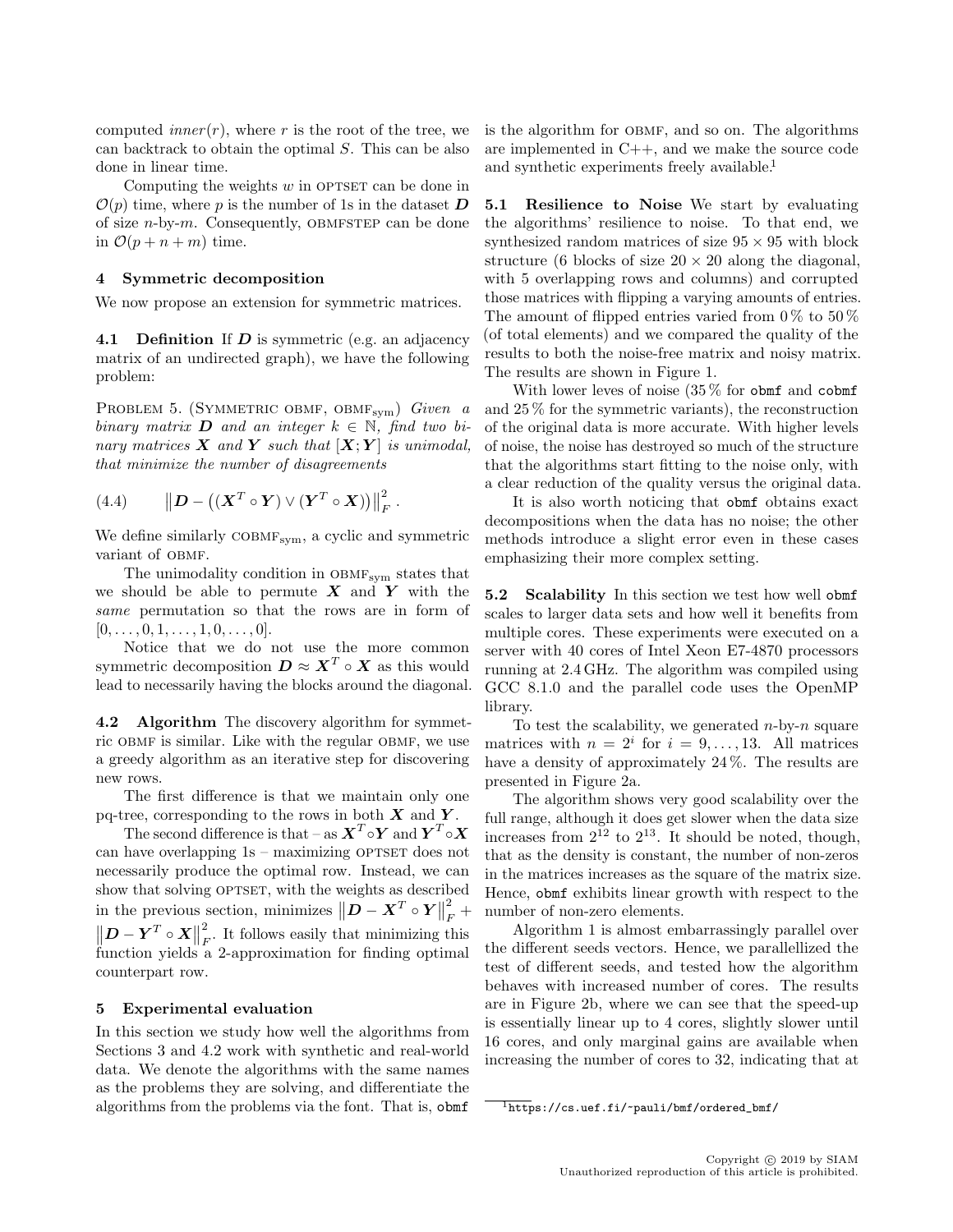computed $inner(r)$, where $r$ is the root of the tree, we can backtrack to obtain the optimal $S$. This can be also done in linear time.

Computing the weights $w$ in OPTSET can be done in $\mathcal{O}(p)$ time, where $p$ is the number of 1s in the dataset $\boldsymbol{D}$ of size $n$-by-$m$. Consequently, OBMFSTEP can be done in $\mathcal{O}(p + n + m)$ time.

## 4 Symmetric decomposition

We now propose an extension for symmetric matrices.

**4.1 Definition** If $\boldsymbol{D}$ is symmetric (e.g. an adjacency matrix of an undirected graph), we have the following problem:

PROBLEM 5. (SYMMETRIC OBMF, $\text{OBMF}_{\text{sym}}$) *Given a binary matrix* $\boldsymbol{D}$ *and an integer* $k \in \mathbb{N}$*, find two binary matrices* $\boldsymbol{X}$ *and* $\boldsymbol{Y}$ *such that* $[\boldsymbol{X}; \boldsymbol{Y}]$ *is unimodal, that minimize the number of disagreements*

$$(4.4) \qquad \left\| \boldsymbol{D} - \left( (\boldsymbol{X}^T \circ \boldsymbol{Y}) \vee (\boldsymbol{Y}^T \circ \boldsymbol{X}) \right) \right\|_F^2 .$$

We define similarly $\text{COBMF}_{\text{sym}}$, a cyclic and symmetric variant of OBMF.

The unimodality condition in $\text{OBMF}_{\text{sym}}$ states that we should be able to permute $\boldsymbol{X}$ and $\boldsymbol{Y}$ with the *same* permutation so that the rows are in form of $[0, \ldots, 0, 1, \ldots, 1, 0, \ldots, 0]$.

Notice that we do not use the more common symmetric decomposition $\boldsymbol{D} \approx \boldsymbol{X}^T \circ \boldsymbol{X}$ as this would lead to necessarily having the blocks around the diagonal.

**4.2 Algorithm** The discovery algorithm for symmetric OBMF is similar. Like with the regular OBMF, we use a greedy algorithm as an iterative step for discovering new rows.

The first difference is that we maintain only one pq-tree, corresponding to the rows in both $\boldsymbol{X}$ and $\boldsymbol{Y}$.

The second difference is that – as $\boldsymbol{X}^T \circ \boldsymbol{Y}$ and $\boldsymbol{Y}^T \circ \boldsymbol{X}$ can have overlapping 1s – maximizing OPTSET does not necessarily produce the optimal row. Instead, we can show that solving OPTSET, with the weights as described in the previous section, minimizes $\left\| \boldsymbol{D} - \boldsymbol{X}^T \circ \boldsymbol{Y} \right\|_F^2 + \left\| \boldsymbol{D} - \boldsymbol{Y}^T \circ \boldsymbol{X} \right\|_F^2$. It follows easily that minimizing this function yields a 2-approximation for finding optimal counterpart row.

## 5 Experimental evaluation

In this section we study how well the algorithms from Sections 3 and 4.2 work with synthetic and real-world data. We denote the algorithms with the same names as the problems they are solving, and differentiate the algorithms from the problems via the font. That is, `obmf` is the algorithm for OBMF, and so on. The algorithms are implemented in C++, and we make the source code and synthetic experiments freely available.[1]

**5.1 Resilience to Noise** We start by evaluating the algorithms' resilience to noise. To that end, we synthesized random matrices of size $95 \times 95$ with block structure (6 blocks of size $20 \times 20$ along the diagonal, with 5 overlapping rows and columns) and corrupted those matrices with flipping a varying amounts of entries. The amount of flipped entries varied from 0 % to 50 % (of total elements) and we compared the quality of the results to both the noise-free matrix and noisy matrix. The results are shown in Figure 1.

With lower leves of noise (35 % for `obmf` and `cobmf` and 25 % for the symmetric variants), the reconstruction of the original data is more accurate. With higher levels of noise, the noise has destroyed so much of the structure that the algorithms start fitting to the noise only, with a clear reduction of the quality versus the original data.

It is also worth noticing that `obmf` obtains exact decompositions when the data has no noise; the other methods introduce a slight error even in these cases emphasizing their more complex setting.

**5.2 Scalability** In this section we test how well `obmf` scales to larger data sets and how well it benefits from multiple cores. These experiments were executed on a server with 40 cores of Intel Xeon E7-4870 processors running at 2.4 GHz. The algorithm was compiled using GCC 8.1.0 and the parallel code uses the OpenMP library.

To test the scalability, we generated $n$-by-$n$ square matrices with $n = 2^i$ for $i = 9, \ldots, 13$. All matrices have a density of approximately 24 %. The results are presented in Figure 2a.

The algorithm shows very good scalability over the full range, although it does get slower when the data size increases from $2^{12}$ to $2^{13}$. It should be noted, though, that as the density is constant, the number of non-zeros in the matrices increases as the square of the matrix size. Hence, `obmf` exhibits linear growth with respect to the number of non-zero elements.

Algorithm 1 is almost embarrassingly parallel over the different seeds vectors. Hence, we parallellized the test of different seeds, and tested how the algorithm behaves with increased number of cores. The results are in Figure 2b, where we can see that the speed-up is essentially linear up to 4 cores, slightly slower until 16 cores, and only marginal gains are available when increasing the number of cores to 32, indicating that at

[1] `https://cs.uef.fi/~pauli/bmf/ordered_bmf/`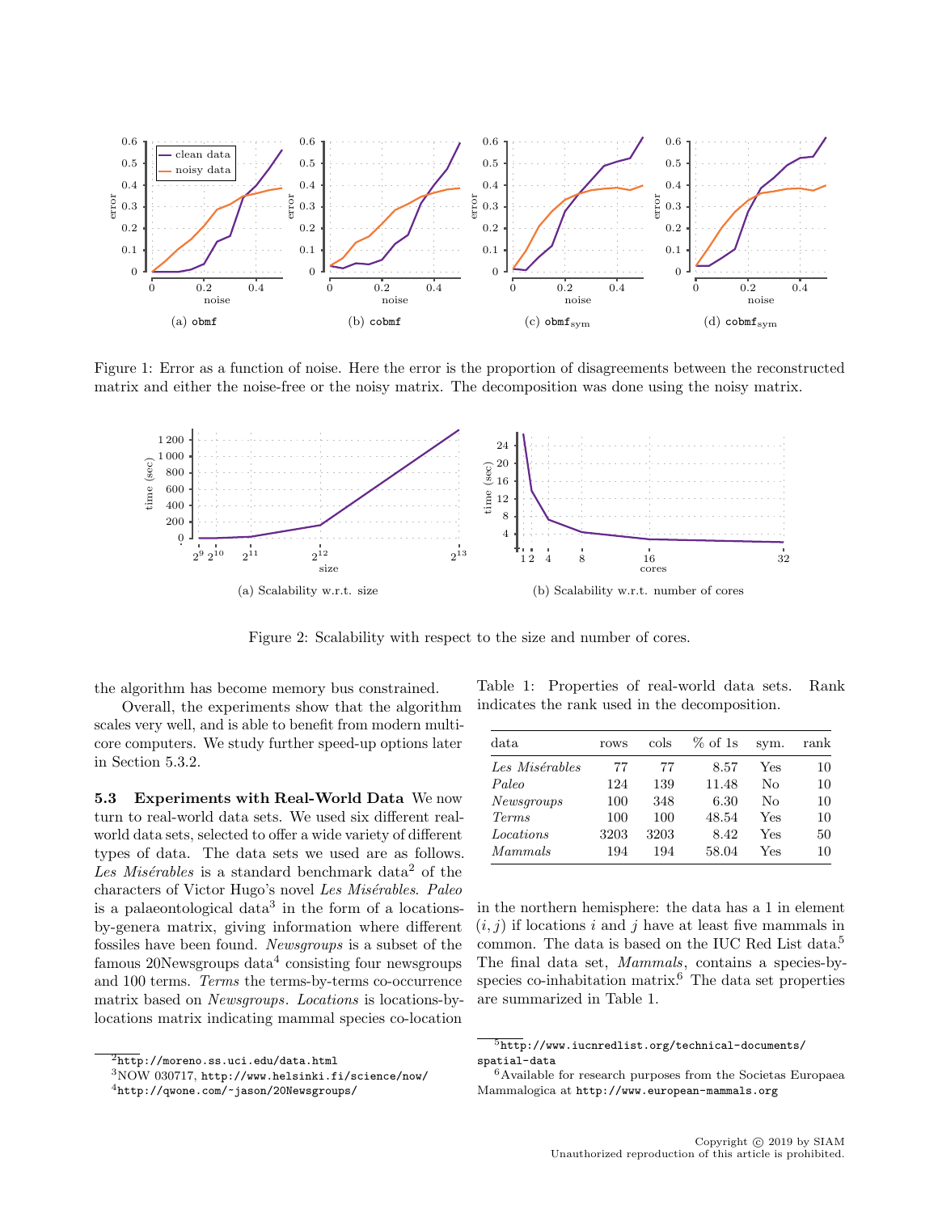(a) obmf

(b) cobmf

(c) $\texttt{obmf}_{\text{sym}}$

(d) $\texttt{cobmf}_{\text{sym}}$

Figure 1: Error as a function of noise. Here the error is the proportion of disagreements between the reconstructed matrix and either the noise-free or the noisy matrix. The decomposition was done using the noisy matrix.

(a) Scalability w.r.t. size

(b) Scalability w.r.t. number of cores

Figure 2: Scalability with respect to the size and number of cores.

the algorithm has become memory bus constrained.

Overall, the experiments show that the algorithm scales very well, and is able to benefit from modern multi-core computers. We study further speed-up options later in Section 5.3.2.

**5.3 Experiments with Real-World Data** We now turn to real-world data sets. We used six different real-world data sets, selected to offer a wide variety of different types of data. The data sets we used are as follows. *Les Misérables* is a standard benchmark data[2] of the characters of Victor Hugo's novel *Les Misérables*. *Paleo* is a palaeontological data[3] in the form of a locations-by-genera matrix, giving information where different fossiles have been found. *Newsgroups* is a subset of the famous 20Newsgroups data[4] consisting four newsgroups and 100 terms. *Terms* the terms-by-terms co-occurrence matrix based on *Newsgroups*. *Locations* is locations-by-locations matrix indicating mammal species co-location in the northern hemisphere: the data has a 1 in element $(i, j)$ if locations $i$ and $j$ have at least five mammals in common. The data is based on the IUC Red List data.[5] The final data set, *Mammals*, contains a species-by-species co-inhabitation matrix.[6] The data set properties are summarized in Table 1.

Table 1: Properties of real-world data sets. Rank indicates the rank used in the decomposition.

| data | rows | cols | % of 1s | sym. | rank |
|---|---|---|---|---|---|
| *Les Misérables* | 77 | 77 | 8.57 | Yes | 10 |
| *Paleo* | 124 | 139 | 11.48 | No | 10 |
| *Newsgroups* | 100 | 348 | 6.30 | No | 10 |
| *Terms* | 100 | 100 | 48.54 | Yes | 10 |
| *Locations* | 3203 | 3203 | 8.42 | Yes | 50 |
| *Mammals* | 194 | 194 | 58.04 | Yes | 10 |

[2] `http://moreno.ss.uci.edu/data.html`

[3] NOW 030717, `http://www.helsinki.fi/science/now/`

[4] `http://qwone.com/~jason/20Newsgroups/`

[5] `http://www.iucnredlist.org/technical-documents/spatial-data`

[6] Available for research purposes from the Societas Europaea Mammalogica at `http://www.european-mammals.org`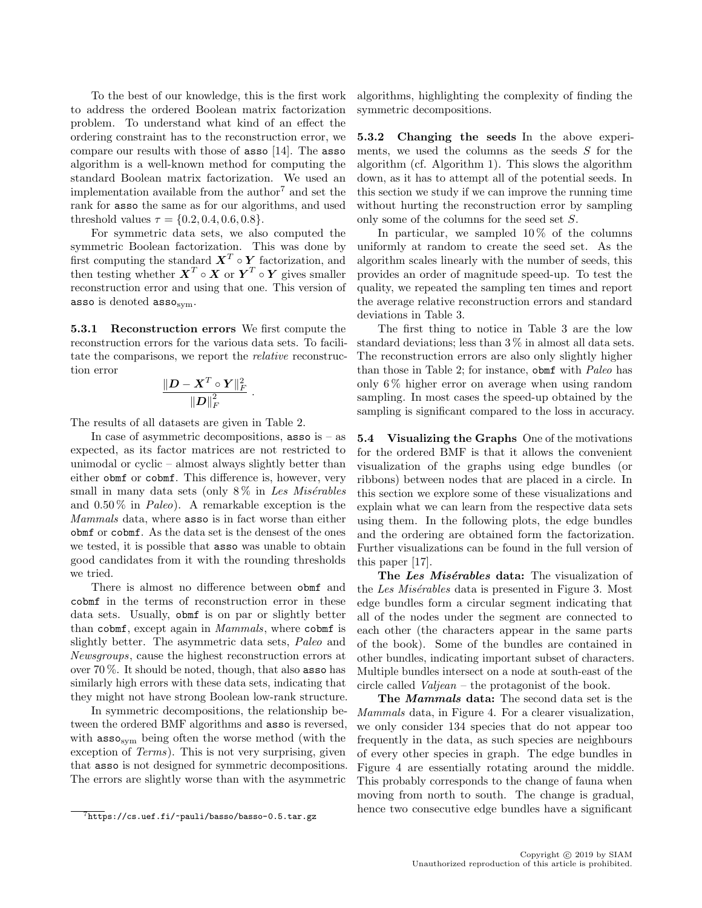To the best of our knowledge, this is the first work to address the ordered Boolean matrix factorization problem. To understand what kind of an effect the ordering constraint has to the reconstruction error, we compare our results with those of asso [14]. The asso algorithm is a well-known method for computing the standard Boolean matrix factorization. We used an implementation available from the author[7] and set the rank for asso the same as for our algorithms, and used threshold values $\tau = \{0.2, 0.4, 0.6, 0.8\}$.

For symmetric data sets, we also computed the symmetric Boolean factorization. This was done by first computing the standard $\boldsymbol{X}^T \circ \boldsymbol{Y}$ factorization, and then testing whether $\boldsymbol{X}^T \circ \boldsymbol{X}$ or $\boldsymbol{Y}^T \circ \boldsymbol{Y}$ gives smaller reconstruction error and using that one. This version of asso is denoted $\texttt{asso}_{\text{sym}}$.

**5.3.1 Reconstruction errors** We first compute the reconstruction errors for the various data sets. To facilitate the comparisons, we report the *relative* reconstruction error

$$\frac{\|\boldsymbol{D} - \boldsymbol{X}^T \circ \boldsymbol{Y}\|_F^2}{\|\boldsymbol{D}\|_F^2} .$$

The results of all datasets are given in Table 2.

In case of asymmetric decompositions, asso is – as expected, as its factor matrices are not restricted to unimodal or cyclic – almost always slightly better than either obmf or cobmf. This difference is, however, very small in many data sets (only 8 % in *Les Misérables* and 0.50 % in *Paleo*). A remarkable exception is the *Mammals* data, where asso is in fact worse than either obmf or cobmf. As the data set is the densest of the ones we tested, it is possible that asso was unable to obtain good candidates from it with the rounding thresholds we tried.

There is almost no difference between obmf and cobmf in the terms of reconstruction error in these data sets. Usually, obmf is on par or slightly better than cobmf, except again in *Mammals*, where cobmf is slightly better. The asymmetric data sets, *Paleo* and *Newsgroups*, cause the highest reconstruction errors at over 70 %. It should be noted, though, that also asso has similarly high errors with these data sets, indicating that they might not have strong Boolean low-rank structure.

In symmetric decompositions, the relationship between the ordered BMF algorithms and asso is reversed, with $\texttt{asso}_{\text{sym}}$ being often the worse method (with the exception of *Terms*). This is not very surprising, given that asso is not designed for symmetric decompositions. The errors are slightly worse than with the asymmetric algorithms, highlighting the complexity of finding the symmetric decompositions.

**5.3.2 Changing the seeds** In the above experiments, we used the columns as the seeds $S$ for the algorithm (cf. Algorithm 1). This slows the algorithm down, as it has to attempt all of the potential seeds. In this section we study if we can improve the running time without hurting the reconstruction error by sampling only some of the columns for the seed set $S$.

In particular, we sampled 10 % of the columns uniformly at random to create the seed set. As the algorithm scales linearly with the number of seeds, this provides an order of magnitude speed-up. To test the quality, we repeated the sampling ten times and report the average relative reconstruction errors and standard deviations in Table 3.

The first thing to notice in Table 3 are the low standard deviations; less than 3 % in almost all data sets. The reconstruction errors are also only slightly higher than those in Table 2; for instance, obmf with *Paleo* has only 6 % higher error on average when using random sampling. In most cases the speed-up obtained by the sampling is significant compared to the loss in accuracy.

## 5.4 Visualizing the Graphs

One of the motivations for the ordered BMF is that it allows the convenient visualization of the graphs using edge bundles (or ribbons) between nodes that are placed in a circle. In this section we explore some of these visualizations and explain what we can learn from the respective data sets using them. In the following plots, the edge bundles and the ordering are obtained form the factorization. Further visualizations can be found in the full version of this paper [17].

**The *Les Misérables* data:** The visualization of the *Les Misérables* data is presented in Figure 3. Most edge bundles form a circular segment indicating that all of the nodes under the segment are connected to each other (the characters appear in the same parts of the book). Some of the bundles are contained in other bundles, indicating important subset of characters. Multiple bundles intersect on a node at south-east of the circle called *Valjean* – the protagonist of the book.

**The *Mammals* data:** The second data set is the *Mammals* data, in Figure 4. For a clearer visualization, we only consider 134 species that do not appear too frequently in the data, as such species are neighbours of every other species in graph. The edge bundles in Figure 4 are essentially rotating around the middle. This probably corresponds to the change of fauna when moving from north to south. The change is gradual, hence two consecutive edge bundles have a significant

[7] https://cs.uef.fi/~pauli/basso/basso-0.5.tar.gz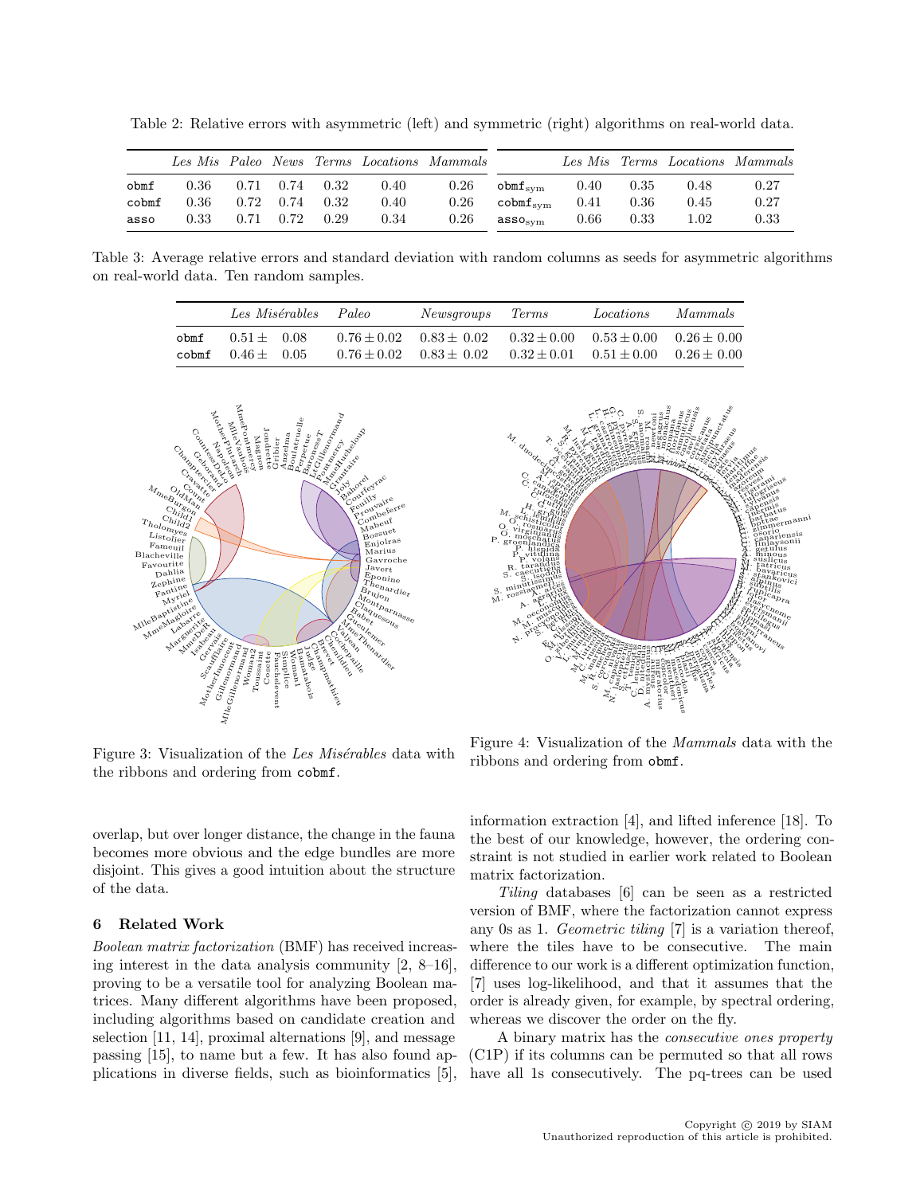Table 2: Relative errors with asymmetric (left) and symmetric (right) algorithms on real-world data.

| | *Les Mis* | *Paleo* | *News* | *Terms* | *Locations* | *Mammals* |
|---|---|---|---|---|---|---|
| obmf | 0.36 | 0.71 | 0.74 | 0.32 | 0.40 | 0.26 |
| cobmf | 0.36 | 0.72 | 0.74 | 0.32 | 0.40 | 0.26 |
| asso | 0.33 | 0.71 | 0.72 | 0.29 | 0.34 | 0.26 |

| | *Les Mis* | *Terms* | *Locations* | *Mammals* |
|---|---|---|---|---|
| $\texttt{obmf}_{\text{sym}}$ | 0.40 | 0.35 | 0.48 | 0.27 |
| $\texttt{cobmf}_{\text{sym}}$ | 0.41 | 0.36 | 0.45 | 0.27 |
| $\texttt{asso}_{\text{sym}}$ | 0.66 | 0.33 | 1.02 | 0.33 |

Table 3: Average relative errors and standard deviation with random columns as seeds for asymmetric algorithms on real-world data. Ten random samples.

| | *Les Misérables* | *Paleo* | *Newsgroups* | *Terms* | *Locations* | *Mammals* |
|---|---|---|---|---|---|---|
| obmf | $0.51 \pm 0.08$ | $0.76 \pm 0.02$ | $0.83 \pm 0.02$ | $0.32 \pm 0.00$ | $0.53 \pm 0.00$ | $0.26 \pm 0.00$ |
| cobmf | $0.46 \pm 0.05$ | $0.76 \pm 0.02$ | $0.83 \pm 0.02$ | $0.32 \pm 0.01$ | $0.51 \pm 0.00$ | $0.26 \pm 0.00$ |

Figure 3: Visualization of the *Les Misérables* data with the ribbons and ordering from cobmf.

Figure 4: Visualization of the *Mammals* data with the ribbons and ordering from obmf.

overlap, but over longer distance, the change in the fauna becomes more obvious and the edge bundles are more disjoint. This gives a good intuition about the structure of the data.

## 6 Related Work

*Boolean matrix factorization* (BMF) has received increasing interest in the data analysis community [2, 8–16], proving to be a versatile tool for analyzing Boolean matrices. Many different algorithms have been proposed, including algorithms based on candidate creation and selection [11, 14], proximal alternations [9], and message passing [15], to name but a few. It has also found applications in diverse fields, such as bioinformatics [5], information extraction [4], and lifted inference [18]. To the best of our knowledge, however, the ordering constraint is not studied in earlier work related to Boolean matrix factorization.

*Tiling* databases [6] can be seen as a restricted version of BMF, where the factorization cannot express any 0s as 1. *Geometric tiling* [7] is a variation thereof, where the tiles have to be consecutive. The main difference to our work is a different optimization function, [7] uses log-likelihood, and that it assumes that the order is already given, for example, by spectral ordering, whereas we discover the order on the fly.

A binary matrix has the *consecutive ones property* (C1P) if its columns can be permuted so that all rows have all 1s consecutively. The pq-trees can be used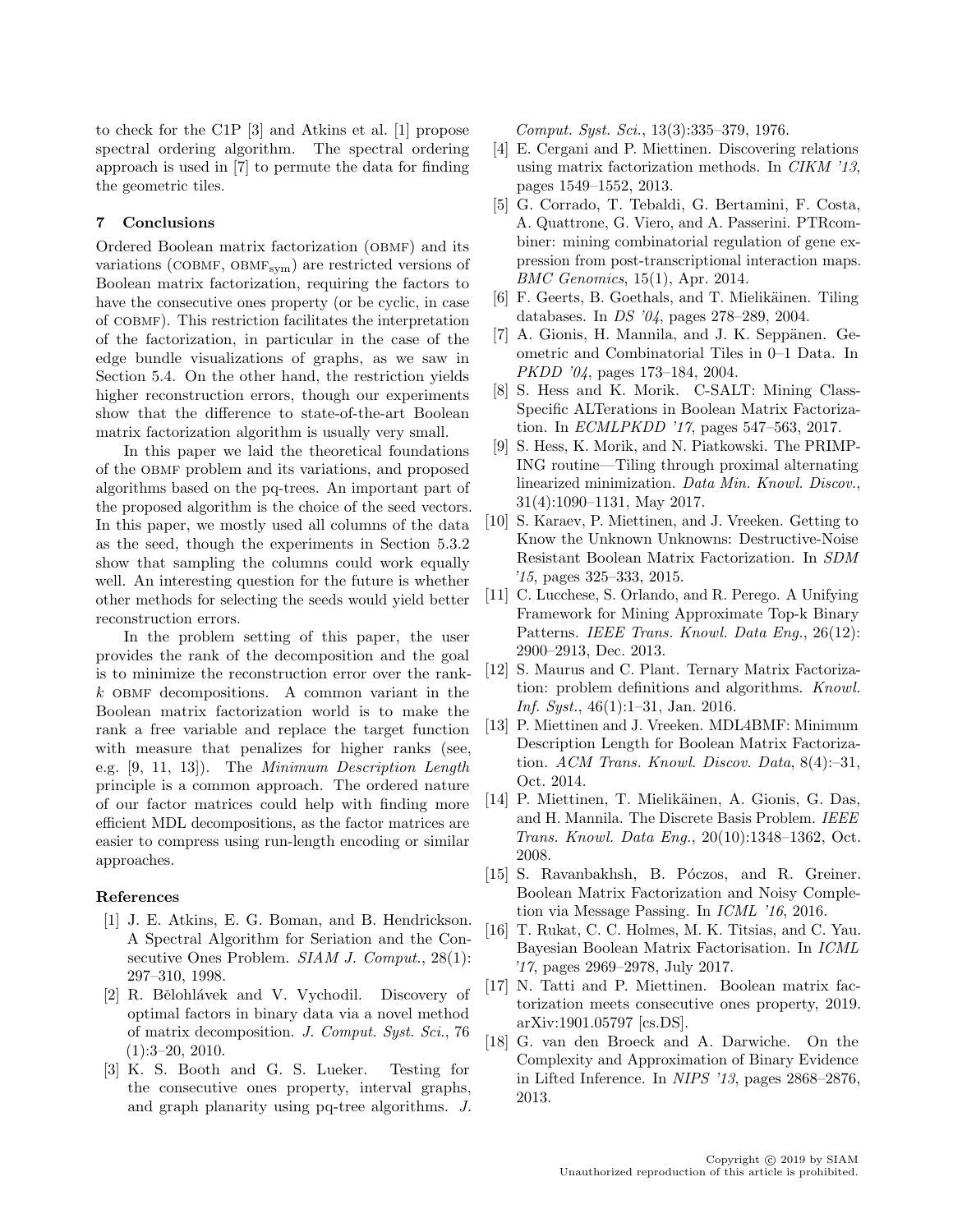to check for the C1P [3] and Atkins et al. [1] propose spectral ordering algorithm. The spectral ordering approach is used in [7] to permute the data for finding the geometric tiles.

## 7 Conclusions

Ordered Boolean matrix factorization (OBMF) and its variations (COBMF, $\text{OBMF}_{\text{sym}}$) are restricted versions of Boolean matrix factorization, requiring the factors to have the consecutive ones property (or be cyclic, in case of COBMF). This restriction facilitates the interpretation of the factorization, in particular in the case of the edge bundle visualizations of graphs, as we saw in Section 5.4. On the other hand, the restriction yields higher reconstruction errors, though our experiments show that the difference to state-of-the-art Boolean matrix factorization algorithm is usually very small.

In this paper we laid the theoretical foundations of the OBMF problem and its variations, and proposed algorithms based on the pq-trees. An important part of the proposed algorithm is the choice of the seed vectors. In this paper, we mostly used all columns of the data as the seed, though the experiments in Section 5.3.2 show that sampling the columns could work equally well. An interesting question for the future is whether other methods for selecting the seeds would yield better reconstruction errors.

In the problem setting of this paper, the user provides the rank of the decomposition and the goal is to minimize the reconstruction error over the rank-$k$ OBMF decompositions. A common variant in the Boolean matrix factorization world is to make the rank a free variable and replace the target function with measure that penalizes for higher ranks (see, e.g. [9, 11, 13]). The *Minimum Description Length* principle is a common approach. The ordered nature of our factor matrices could help with finding more efficient MDL decompositions, as the factor matrices are easier to compress using run-length encoding or similar approaches.

### References

[1] J. E. Atkins, E. G. Boman, and B. Hendrickson. A Spectral Algorithm for Seriation and the Consecutive Ones Problem. *SIAM J. Comput.*, 28(1): 297–310, 1998.

[2] R. Bělohlávek and V. Vychodil. Discovery of optimal factors in binary data via a novel method of matrix decomposition. *J. Comput. Syst. Sci.*, 76 (1):3–20, 2010.

[3] K. S. Booth and G. S. Lueker. Testing for the consecutive ones property, interval graphs, and graph planarity using pq-tree algorithms. *J. Comput. Syst. Sci.*, 13(3):335–379, 1976.

[4] E. Cergani and P. Miettinen. Discovering relations using matrix factorization methods. In *CIKM '13*, pages 1549–1552, 2013.

[5] G. Corrado, T. Tebaldi, G. Bertamini, F. Costa, A. Quattrone, G. Viero, and A. Passerini. PTRcombiner: mining combinatorial regulation of gene expression from post-transcriptional interaction maps. *BMC Genomics*, 15(1), Apr. 2014.

[6] F. Geerts, B. Goethals, and T. Mielikäinen. Tiling databases. In *DS '04*, pages 278–289, 2004.

[7] A. Gionis, H. Mannila, and J. K. Seppänen. Geometric and Combinatorial Tiles in 0–1 Data. In *PKDD '04*, pages 173–184, 2004.

[8] S. Hess and K. Morik. C-SALT: Mining Class-Specific ALTerations in Boolean Matrix Factorization. In *ECMLPKDD '17*, pages 547–563, 2017.

[9] S. Hess, K. Morik, and N. Piatkowski. The PRIMPING routine—Tiling through proximal alternating linearized minimization. *Data Min. Knowl. Discov.*, 31(4):1090–1131, May 2017.

[10] S. Karaev, P. Miettinen, and J. Vreeken. Getting to Know the Unknown Unknowns: Destructive-Noise Resistant Boolean Matrix Factorization. In *SDM '15*, pages 325–333, 2015.

[11] C. Lucchese, S. Orlando, and R. Perego. A Unifying Framework for Mining Approximate Top-k Binary Patterns. *IEEE Trans. Knowl. Data Eng.*, 26(12): 2900–2913, Dec. 2013.

[12] S. Maurus and C. Plant. Ternary Matrix Factorization: problem definitions and algorithms. *Knowl. Inf. Syst.*, 46(1):1–31, Jan. 2016.

[13] P. Miettinen and J. Vreeken. MDL4BMF: Minimum Description Length for Boolean Matrix Factorization. *ACM Trans. Knowl. Discov. Data*, 8(4):–31, Oct. 2014.

[14] P. Miettinen, T. Mielikäinen, A. Gionis, G. Das, and H. Mannila. The Discrete Basis Problem. *IEEE Trans. Knowl. Data Eng.*, 20(10):1348–1362, Oct. 2008.

[15] S. Ravanbakhsh, B. Póczos, and R. Greiner. Boolean Matrix Factorization and Noisy Completion via Message Passing. In *ICML '16*, 2016.

[16] T. Rukat, C. C. Holmes, M. K. Titsias, and C. Yau. Bayesian Boolean Matrix Factorisation. In *ICML '17*, pages 2969–2978, July 2017.

[17] N. Tatti and P. Miettinen. Boolean matrix factorization meets consecutive ones property, 2019. arXiv:1901.05797 [cs.DS].

[18] G. van den Broeck and A. Darwiche. On the Complexity and Approximation of Binary Evidence in Lifted Inference. In *NIPS '13*, pages 2868–2876, 2013.

Copyright © 2019 by SIAM
Unauthorized reproduction of this article is prohibited.